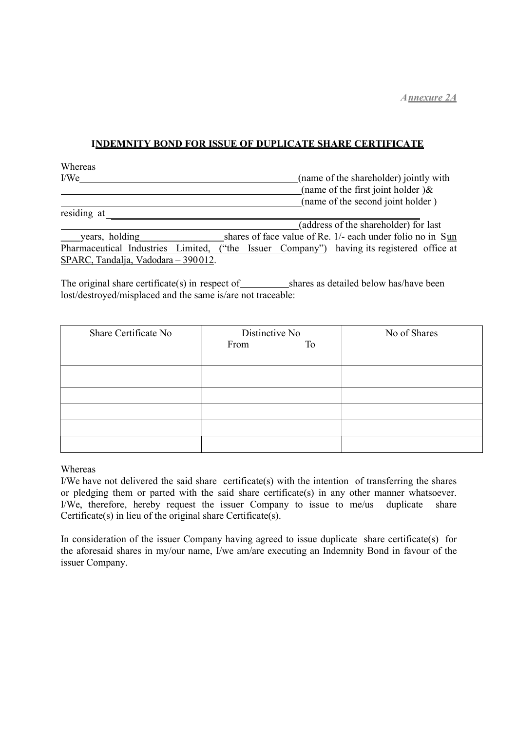*Annexure 2A*

## INDEMNITY BOND FOR ISSUE OF DUPLICATE SHARE CERTIFICATE

Whereas
I/We\_\_\_\_\_\_\_\_\_\_\_\_\_\_\_\_\_\_\_\_\_\_\_\_\_\_\_\_\_\_\_\_\_\_\_\_\_\_\_\_\_\_\_\_(name of the shareholder) jointly with
\_\_\_\_\_\_\_\_\_\_\_\_\_\_\_\_\_\_\_\_\_\_\_\_\_\_\_\_\_\_\_\_\_\_\_\_\_\_\_\_\_\_\_\_\_\_\_\_\_\_(name of the first joint holder )&
\_\_\_\_\_\_\_\_\_\_\_\_\_\_\_\_\_\_\_\_\_\_\_\_\_\_\_\_\_\_\_\_\_\_\_\_\_\_\_\_\_\_\_\_\_\_\_\_\_\_(name of the second joint holder )
residing at \_\_\_\_\_\_\_\_\_\_\_\_\_\_\_\_\_\_\_\_\_\_\_\_\_\_\_\_\_\_\_\_\_\_\_\_\_\_\_\_\_\_\_\_\_\_\_\_\_\_\_\_\_\_\_\_\_\_\_\_\_\_
\_\_\_\_\_\_\_\_\_\_\_\_\_\_\_\_\_\_\_\_\_\_\_\_\_\_\_\_\_\_\_\_\_\_\_\_\_\_\_\_\_\_\_\_\_\_\_\_\_\_(address of the shareholder) for last
\_\_\_\_years, holding\_\_\_\_\_\_\_\_\_\_\_\_\_\_\_\_\_shares of face value of Re. 1/- each under folio no in Sun Pharmaceutical Industries Limited, ("the Issuer Company") having its registered office at SPARC, Tandalja, Vadodara – 390012.

The original share certificate(s) in respect of\_\_\_\_\_\_\_\_\_\_shares as detailed below has/have been lost/destroyed/misplaced and the same is/are not traceable:

| Share Certificate No | Distinctive No From To | No of Shares |
|---|---|---|
| | | |
| | | |
| | | |
| | | |
| | | |

Whereas
I/We have not delivered the said share certificate(s) with the intention of transferring the shares or pledging them or parted with the said share certificate(s) in any other manner whatsoever. I/We, therefore, hereby request the issuer Company to issue to me/us duplicate share Certificate(s) in lieu of the original share Certificate(s).

In consideration of the issuer Company having agreed to issue duplicate share certificate(s) for the aforesaid shares in my/our name, I/we am/are executing an Indemnity Bond in favour of the issuer Company.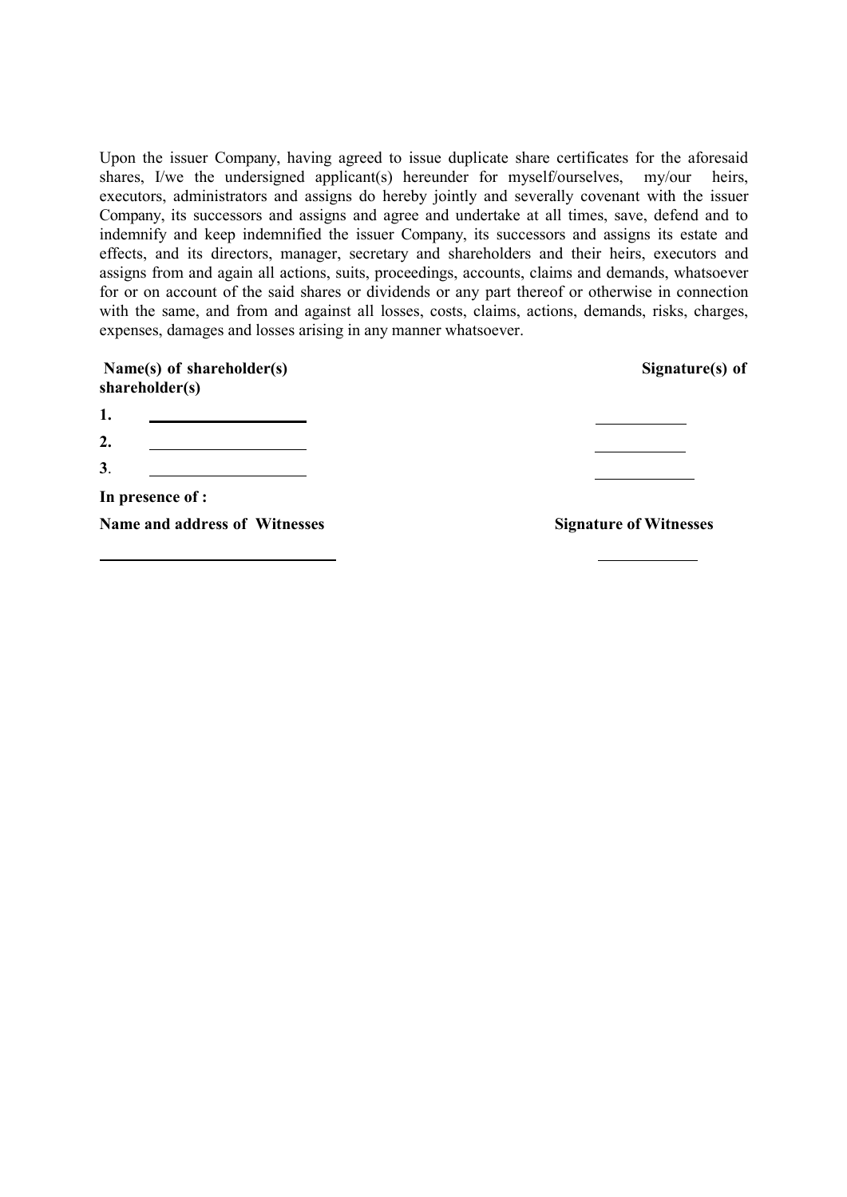Upon the issuer Company, having agreed to issue duplicate share certificates for the aforesaid shares, I/we the undersigned applicant(s) hereunder for myself/ourselves, my/our heirs, executors, administrators and assigns do hereby jointly and severally covenant with the issuer Company, its successors and assigns and agree and undertake at all times, save, defend and to indemnify and keep indemnified the issuer Company, its successors and assigns its estate and effects, and its directors, manager, secretary and shareholders and their heirs, executors and assigns from and again all actions, suits, proceedings, accounts, claims and demands, whatsoever for or on account of the said shares or dividends or any part thereof or otherwise in connection with the same, and from and against all losses, costs, claims, actions, demands, risks, charges, expenses, damages and losses arising in any manner whatsoever.

| **Name(s) of shareholder(s)** | **Signature(s) of shareholder(s)** |
|---|---|
| **1.** ____________________ | ____________ |
| **2.** ____________________ | ____________ |
| **3**. ____________________ | ____________ |

**In presence of :**

| **Name and address of Witnesses** | **Signature of Witnesses** |
|---|---|
| ______________________________ | ____________ |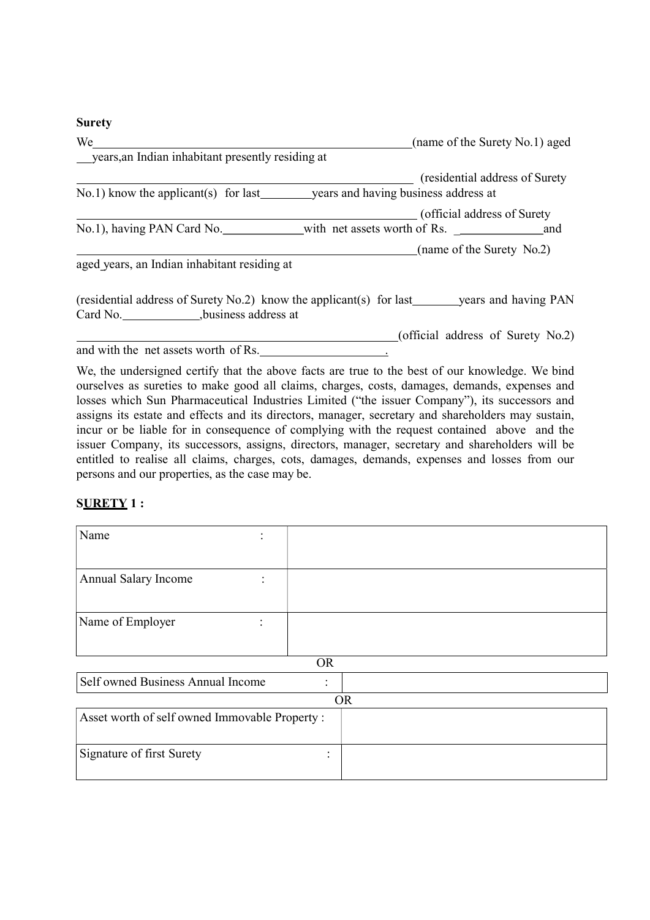**Surety**

We\_\_\_\_\_\_\_\_\_\_\_\_\_\_\_\_\_\_\_\_\_\_\_\_\_\_\_\_\_\_\_\_\_\_\_\_\_\_\_\_\_\_\_\_\_\_\_\_\_(name of the Surety No.1) aged \_\_\_years,an Indian inhabitant presently residing at

\_\_\_\_\_\_\_\_\_\_\_\_\_\_\_\_\_\_\_\_\_\_\_\_\_\_\_\_\_\_\_\_\_\_\_\_\_\_\_\_\_\_\_\_\_\_\_\_\_\_ (residential address of Surety No.1) know the applicant(s) for last\_\_\_\_\_\_\_\_years and having business address at

\_\_\_\_\_\_\_\_\_\_\_\_\_\_\_\_\_\_\_\_\_\_\_\_\_\_\_\_\_\_\_\_\_\_\_\_\_\_\_\_\_\_\_\_\_\_\_\_\_\_ (official address of Surety No.1), having PAN Card No.\_\_\_\_\_\_\_\_\_\_\_\_\_with net assets worth of Rs. \_\_\_\_\_\_\_\_\_\_\_\_\_\_\_and

\_\_\_\_\_\_\_\_\_\_\_\_\_\_\_\_\_\_\_\_\_\_\_\_\_\_\_\_\_\_\_\_\_\_\_\_\_\_\_\_\_\_\_\_\_\_\_\_\_\_\_(name of the Surety No.2) aged years, an Indian inhabitant residing at

(residential address of Surety No.2) know the applicant(s) for last\_\_\_\_\_\_\_years and having PAN Card No.\_\_\_\_\_\_\_\_\_\_\_\_,business address at

\_\_\_\_\_\_\_\_\_\_\_\_\_\_\_\_\_\_\_\_\_\_\_\_\_\_\_\_\_\_\_\_\_\_\_\_\_\_\_\_\_\_\_\_\_\_\_\_\_\_\_(official address of Surety No.2) and with the net assets worth of Rs.\_\_\_\_\_\_\_\_\_\_\_\_\_\_\_\_\_\_\_\_.

We, the undersigned certify that the above facts are true to the best of our knowledge. We bind ourselves as sureties to make good all claims, charges, costs, damages, demands, expenses and losses which Sun Pharmaceutical Industries Limited ("the issuer Company"), its successors and assigns its estate and effects and its directors, manager, secretary and shareholders may sustain, incur or be liable for in consequence of complying with the request contained above and the issuer Company, its successors, assigns, directors, manager, secretary and shareholders will be entitled to realise all claims, charges, cots, damages, demands, expenses and losses from our persons and our properties, as the case may be.

**SURETY 1 :**

| | |
|---|---|
| Name : | |
| Annual Salary Income : | |
| Name of Employer : | |

OR

| | |
|---|---|
| Self owned Business Annual Income : | |

OR

| | |
|---|---|
| Asset worth of self owned Immovable Property : | |
| Signature of first Surety : | |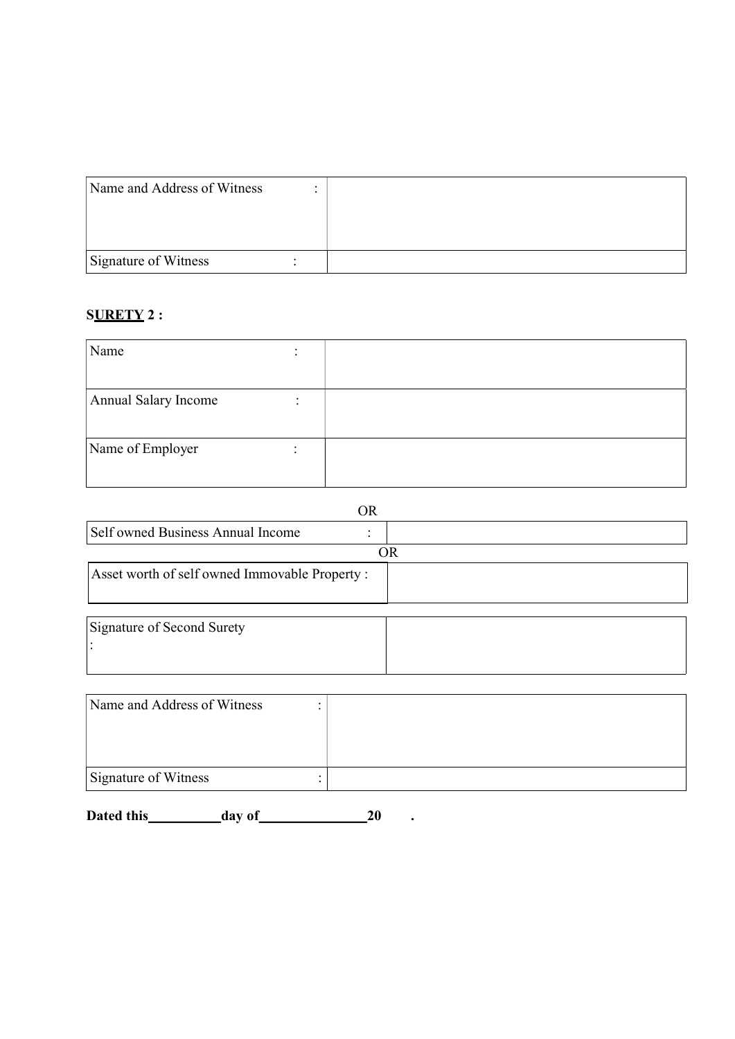| | |
|---|---|
| Name and Address of Witness : | |
| Signature of Witness : | |

**SURETY 2 :**

| | |
|---|---|
| Name : | |
| Annual Salary Income : | |
| Name of Employer : | |

OR

| | |
|---|---|
| Self owned Business Annual Income : | |

OR

| | |
|---|---|
| Asset worth of self owned Immovable Property : | |

| | |
|---|---|
| Signature of Second Surety : | |

| | |
|---|---|
| Name and Address of Witness : | |
| Signature of Witness : | |

**Dated this\_\_\_\_\_\_\_\_\_\_day of\_\_\_\_\_\_\_\_\_\_\_\_\_\_\_20 .**